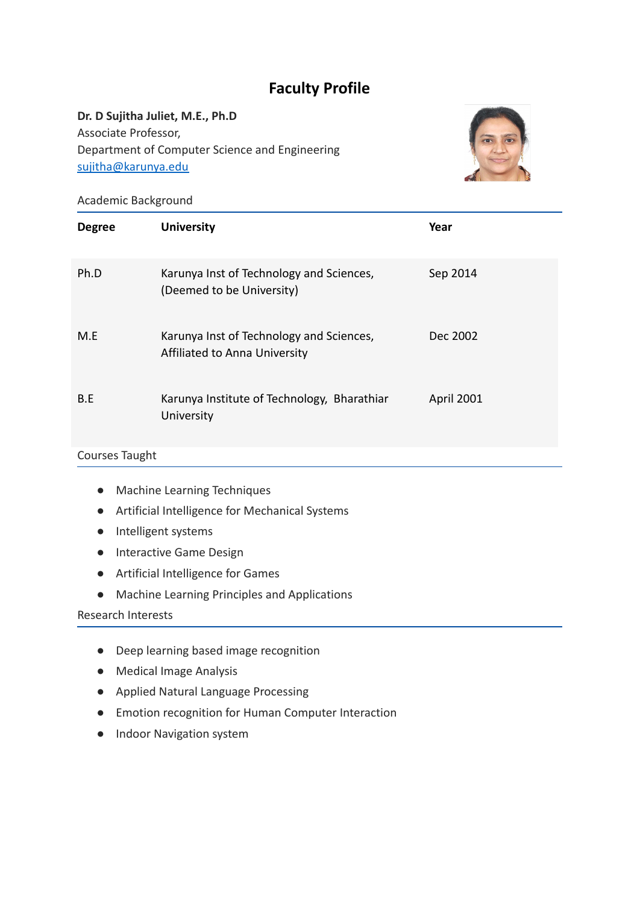# Faculty Profile

**Dr. D Sujitha Juliet, M.E., Ph.D**
Associate Professor,
Department of Computer Science and Engineering
[sujitha@karunya.edu](mailto:sujitha@karunya.edu)

## Academic Background

| Degree | University | Year |
|---|---|---|
| Ph.D | Karunya Inst of Technology and Sciences, (Deemed to be University) | Sep 2014 |
| M.E | Karunya Inst of Technology and Sciences, Affiliated to Anna University | Dec 2002 |
| B.E | Karunya Institute of Technology, Bharathiar University | April 2001 |

## Courses Taught

- Machine Learning Techniques
- Artificial Intelligence for Mechanical Systems
- Intelligent systems
- Interactive Game Design
- Artificial Intelligence for Games
- Machine Learning Principles and Applications

## Research Interests

- Deep learning based image recognition
- Medical Image Analysis
- Applied Natural Language Processing
- Emotion recognition for Human Computer Interaction
- Indoor Navigation system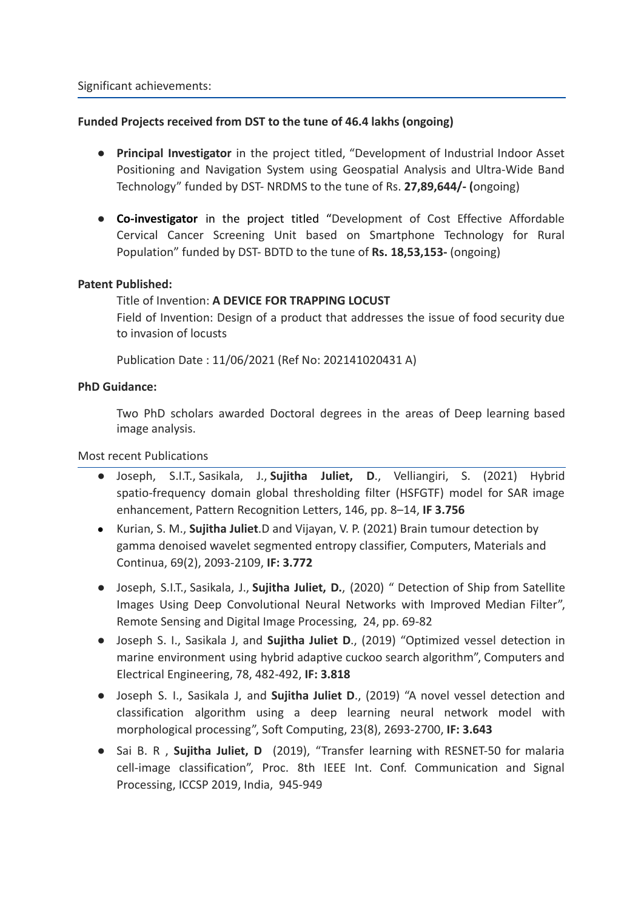## Significant achievements:

**Funded Projects received from DST to the tune of 46.4 lakhs (ongoing)**

- **Principal Investigator** in the project titled, “Development of Industrial Indoor Asset Positioning and Navigation System using Geospatial Analysis and Ultra-Wide Band Technology” funded by DST- NRDMS to the tune of Rs. **27,89,644/- (**ongoing)

- **Co-investigator** in the project titled “Development of Cost Effective Affordable Cervical Cancer Screening Unit based on Smartphone Technology for Rural Population” funded by DST- BDTD to the tune of **Rs. 18,53,153-** (ongoing)

**Patent Published:**

Title of Invention: **A DEVICE FOR TRAPPING LOCUST**
Field of Invention: Design of a product that addresses the issue of food security due to invasion of locusts

Publication Date : 11/06/2021 (Ref No: 202141020431 A)

**PhD Guidance:**

Two PhD scholars awarded Doctoral degrees in the areas of Deep learning based image analysis.

## Most recent Publications

- Joseph, S.I.T., Sasikala, J., **Sujitha Juliet, D**., Velliangiri, S. (2021) Hybrid spatio-frequency domain global thresholding filter (HSFGTF) model for SAR image enhancement, Pattern Recognition Letters, 146, pp. 8–14, **IF 3.756**
- Kurian, S. M., **Sujitha Juliet**.D and Vijayan, V. P. (2021) Brain tumour detection by gamma denoised wavelet segmented entropy classifier, Computers, Materials and Continua, 69(2), 2093-2109, **IF: 3.772**
- Joseph, S.I.T., Sasikala, J., **Sujitha Juliet, D.**, (2020) “ Detection of Ship from Satellite Images Using Deep Convolutional Neural Networks with Improved Median Filter”, Remote Sensing and Digital Image Processing, 24, pp. 69-82
- Joseph S. I., Sasikala J, and **Sujitha Juliet D**., (2019) “Optimized vessel detection in marine environment using hybrid adaptive cuckoo search algorithm”, Computers and Electrical Engineering, 78, 482-492, **IF: 3.818**
- Joseph S. I., Sasikala J, and **Sujitha Juliet D**., (2019) “A novel vessel detection and classification algorithm using a deep learning neural network model with morphological processing”, Soft Computing, 23(8), 2693-2700, **IF: 3.643**
- Sai B. R , **Sujitha Juliet, D** (2019), “Transfer learning with RESNET-50 for malaria cell-image classification”, Proc. 8th IEEE Int. Conf. Communication and Signal Processing, ICCSP 2019, India, 945-949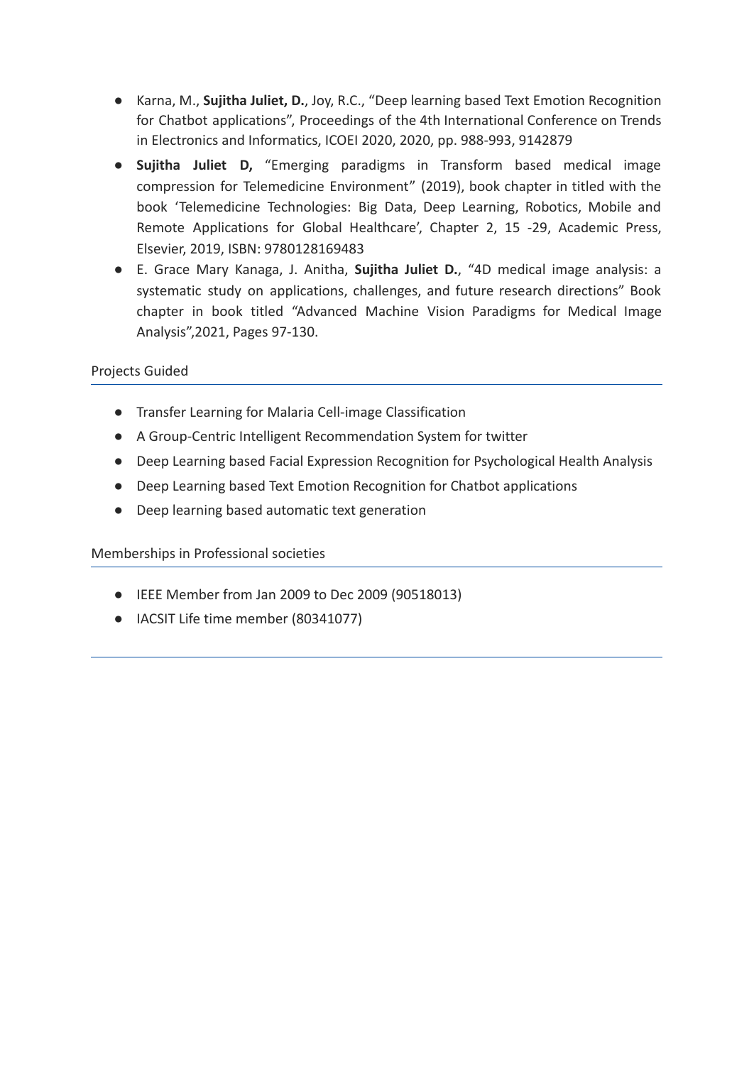- Karna, M., **Sujitha Juliet, D.**, Joy, R.C., "Deep learning based Text Emotion Recognition for Chatbot applications", Proceedings of the 4th International Conference on Trends in Electronics and Informatics, ICOEI 2020, 2020, pp. 988-993, 9142879
- **Sujitha Juliet D,** "Emerging paradigms in Transform based medical image compression for Telemedicine Environment" (2019), book chapter in titled with the book 'Telemedicine Technologies: Big Data, Deep Learning, Robotics, Mobile and Remote Applications for Global Healthcare', Chapter 2, 15 -29, Academic Press, Elsevier, 2019, ISBN: 9780128169483
- E. Grace Mary Kanaga, J. Anitha, **Sujitha Juliet D.**, "4D medical image analysis: a systematic study on applications, challenges, and future research directions" Book chapter in book titled "Advanced Machine Vision Paradigms for Medical Image Analysis",2021, Pages 97-130.

## Projects Guided

- Transfer Learning for Malaria Cell-image Classification
- A Group-Centric Intelligent Recommendation System for twitter
- Deep Learning based Facial Expression Recognition for Psychological Health Analysis
- Deep Learning based Text Emotion Recognition for Chatbot applications
- Deep learning based automatic text generation

## Memberships in Professional societies

- IEEE Member from Jan 2009 to Dec 2009 (90518013)
- IACSIT Life time member (80341077)